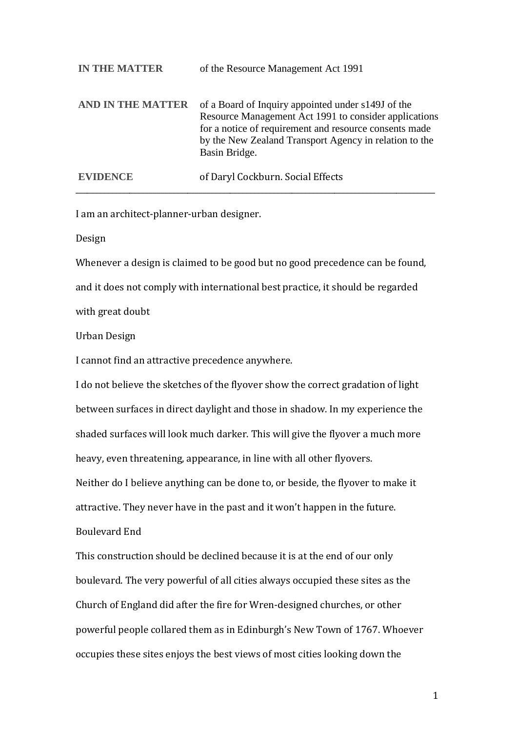| | |
|---|---|
| **IN THE MATTER** | of the Resource Management Act 1991 |
| **AND IN THE MATTER** | of a Board of Inquiry appointed under s149J of the Resource Management Act 1991 to consider applications for a notice of requirement and resource consents made by the New Zealand Transport Agency in relation to the Basin Bridge. |
| **EVIDENCE** | of Daryl Cockburn. Social Effects |

---

I am an architect-planner-urban designer.

## Design

Whenever a design is claimed to be good but no good precedence can be found, and it does not comply with international best practice, it should be regarded with great doubt

## Urban Design

I cannot find an attractive precedence anywhere.

I do not believe the sketches of the flyover show the correct gradation of light between surfaces in direct daylight and those in shadow. In my experience the shaded surfaces will look much darker. This will give the flyover a much more heavy, even threatening, appearance, in line with all other flyovers.

Neither do I believe anything can be done to, or beside, the flyover to make it attractive. They never have in the past and it won't happen in the future.

## Boulevard End

This construction should be declined because it is at the end of our only boulevard. The very powerful of all cities always occupied these sites as the Church of England did after the fire for Wren-designed churches, or other powerful people collared them as in Edinburgh's New Town of 1767. Whoever occupies these sites enjoys the best views of most cities looking down the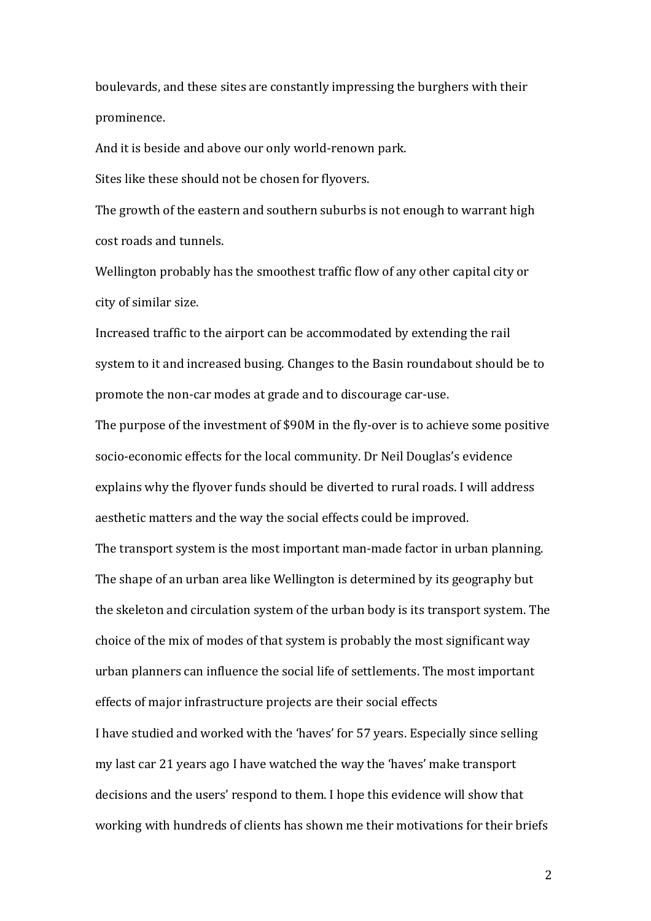boulevards, and these sites are constantly impressing the burghers with their prominence.

And it is beside and above our only world-renown park.

Sites like these should not be chosen for flyovers.

The growth of the eastern and southern suburbs is not enough to warrant high cost roads and tunnels.

Wellington probably has the smoothest traffic flow of any other capital city or city of similar size.

Increased traffic to the airport can be accommodated by extending the rail system to it and increased busing. Changes to the Basin roundabout should be to promote the non-car modes at grade and to discourage car-use.

The purpose of the investment of $90M in the fly-over is to achieve some positive socio-economic effects for the local community. Dr Neil Douglas's evidence explains why the flyover funds should be diverted to rural roads. I will address aesthetic matters and the way the social effects could be improved.

The transport system is the most important man-made factor in urban planning. The shape of an urban area like Wellington is determined by its geography but the skeleton and circulation system of the urban body is its transport system. The choice of the mix of modes of that system is probably the most significant way urban planners can influence the social life of settlements. The most important effects of major infrastructure projects are their social effects

I have studied and worked with the 'haves' for 57 years. Especially since selling my last car 21 years ago I have watched the way the 'haves' make transport decisions and the users' respond to them. I hope this evidence will show that working with hundreds of clients has shown me their motivations for their briefs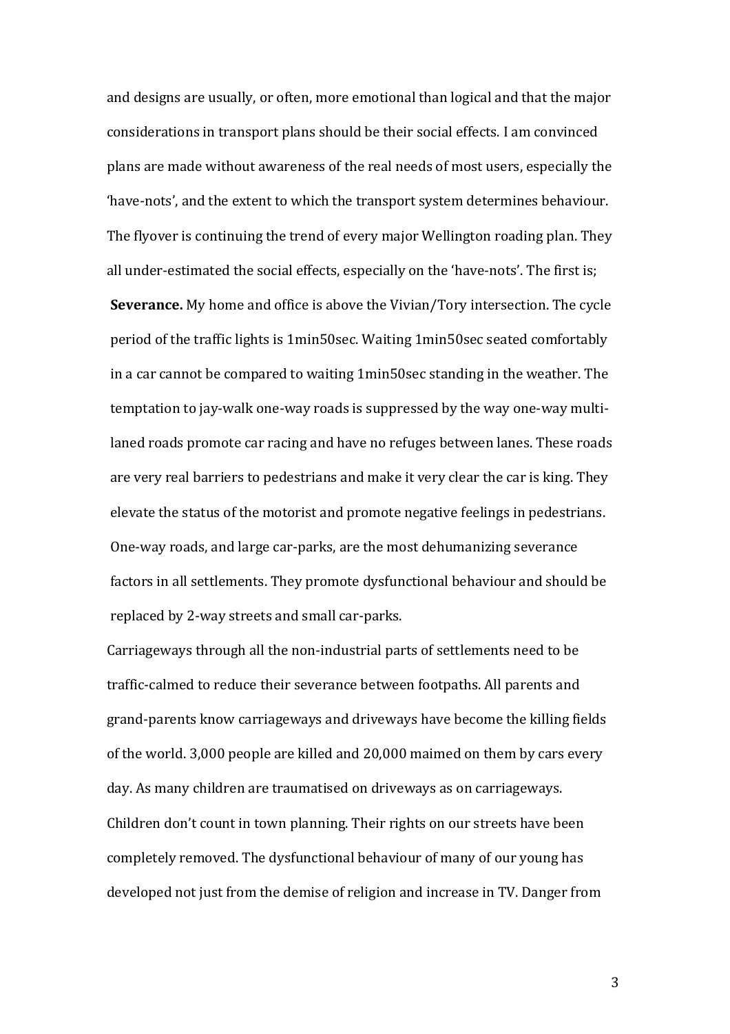and designs are usually, or often, more emotional than logical and that the major considerations in transport plans should be their social effects. I am convinced plans are made without awareness of the real needs of most users, especially the 'have-nots', and the extent to which the transport system determines behaviour. The flyover is continuing the trend of every major Wellington roading plan. They all under-estimated the social effects, especially on the 'have-nots'. The first is;

**Severance.** My home and office is above the Vivian/Tory intersection. The cycle period of the traffic lights is 1min50sec. Waiting 1min50sec seated comfortably in a car cannot be compared to waiting 1min50sec standing in the weather. The temptation to jay-walk one-way roads is suppressed by the way one-way multi-laned roads promote car racing and have no refuges between lanes. These roads are very real barriers to pedestrians and make it very clear the car is king. They elevate the status of the motorist and promote negative feelings in pedestrians. One-way roads, and large car-parks, are the most dehumanizing severance factors in all settlements. They promote dysfunctional behaviour and should be replaced by 2-way streets and small car-parks.

Carriageways through all the non-industrial parts of settlements need to be traffic-calmed to reduce their severance between footpaths. All parents and grand-parents know carriageways and driveways have become the killing fields of the world. 3,000 people are killed and 20,000 maimed on them by cars every day. As many children are traumatised on driveways as on carriageways. Children don't count in town planning. Their rights on our streets have been completely removed. The dysfunctional behaviour of many of our young has developed not just from the demise of religion and increase in TV. Danger from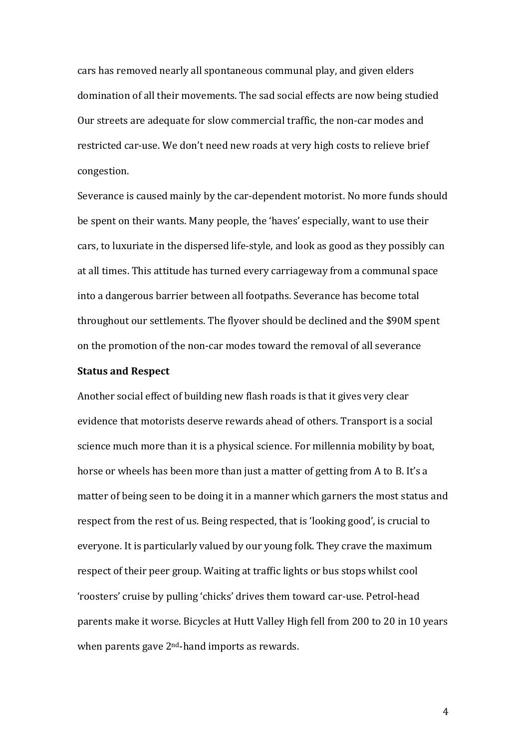cars has removed nearly all spontaneous communal play, and given elders domination of all their movements. The sad social effects are now being studied Our streets are adequate for slow commercial traffic, the non-car modes and restricted car-use. We don't need new roads at very high costs to relieve brief congestion.

Severance is caused mainly by the car-dependent motorist. No more funds should be spent on their wants. Many people, the 'haves' especially, want to use their cars, to luxuriate in the dispersed life-style, and look as good as they possibly can at all times. This attitude has turned every carriageway from a communal space into a dangerous barrier between all footpaths. Severance has become total throughout our settlements. The flyover should be declined and the $90M spent on the promotion of the non-car modes toward the removal of all severance

**Status and Respect**

Another social effect of building new flash roads is that it gives very clear evidence that motorists deserve rewards ahead of others. Transport is a social science much more than it is a physical science. For millennia mobility by boat, horse or wheels has been more than just a matter of getting from A to B. It's a matter of being seen to be doing it in a manner which garners the most status and respect from the rest of us. Being respected, that is 'looking good', is crucial to everyone. It is particularly valued by our young folk. They crave the maximum respect of their peer group. Waiting at traffic lights or bus stops whilst cool 'roosters' cruise by pulling 'chicks' drives them toward car-use. Petrol-head parents make it worse. Bicycles at Hutt Valley High fell from 200 to 20 in 10 years when parents gave 2nd-hand imports as rewards.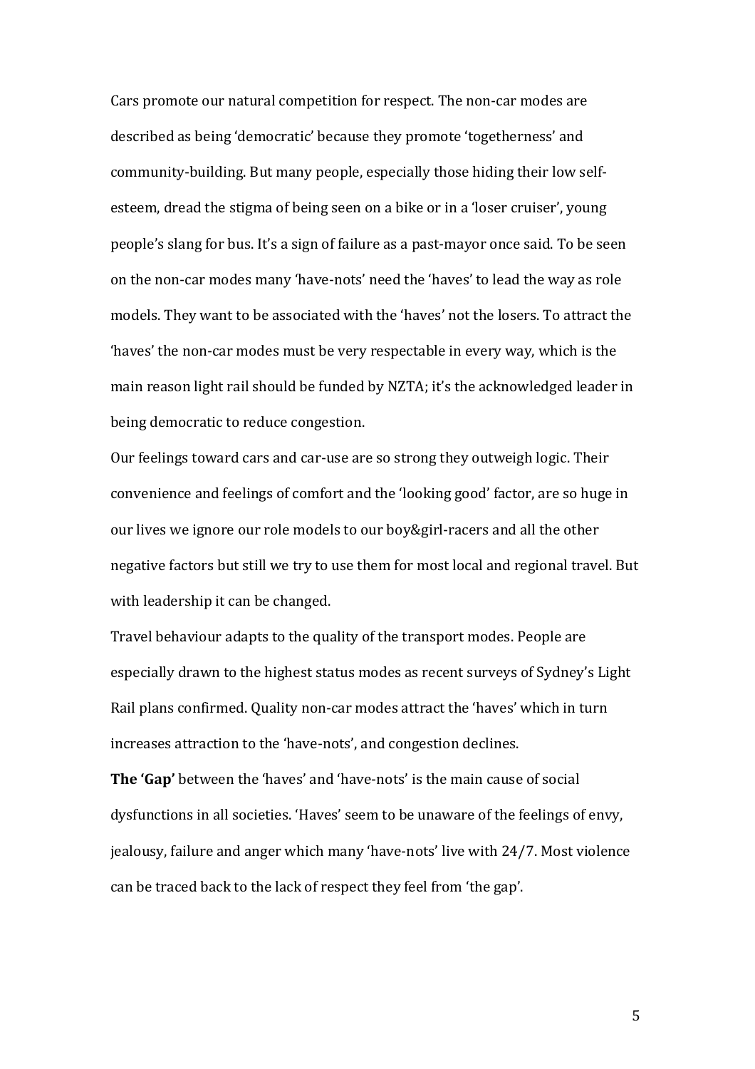Cars promote our natural competition for respect. The non-car modes are described as being 'democratic' because they promote 'togetherness' and community-building. But many people, especially those hiding their low self-esteem, dread the stigma of being seen on a bike or in a 'loser cruiser', young people's slang for bus. It's a sign of failure as a past-mayor once said. To be seen on the non-car modes many 'have-nots' need the 'haves' to lead the way as role models. They want to be associated with the 'haves' not the losers. To attract the 'haves' the non-car modes must be very respectable in every way, which is the main reason light rail should be funded by NZTA; it's the acknowledged leader in being democratic to reduce congestion.

Our feelings toward cars and car-use are so strong they outweigh logic. Their convenience and feelings of comfort and the 'looking good' factor, are so huge in our lives we ignore our role models to our boy&girl-racers and all the other negative factors but still we try to use them for most local and regional travel. But with leadership it can be changed.

Travel behaviour adapts to the quality of the transport modes. People are especially drawn to the highest status modes as recent surveys of Sydney's Light Rail plans confirmed. Quality non-car modes attract the 'haves' which in turn increases attraction to the 'have-nots', and congestion declines.

**The 'Gap'** between the 'haves' and 'have-nots' is the main cause of social dysfunctions in all societies. 'Haves' seem to be unaware of the feelings of envy, jealousy, failure and anger which many 'have-nots' live with 24/7. Most violence can be traced back to the lack of respect they feel from 'the gap'.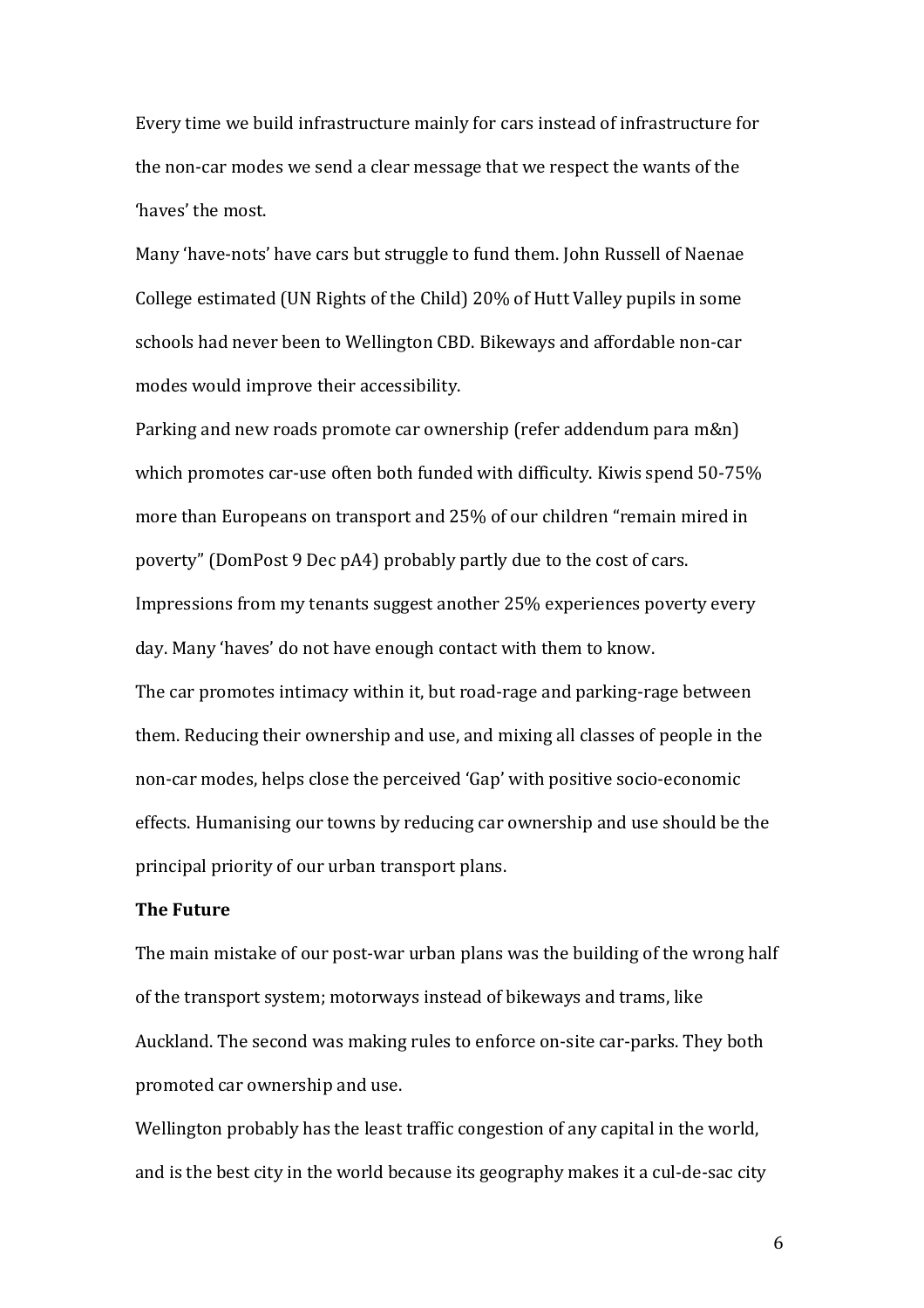Every time we build infrastructure mainly for cars instead of infrastructure for the non-car modes we send a clear message that we respect the wants of the 'haves' the most.

Many 'have-nots' have cars but struggle to fund them. John Russell of Naenae College estimated (UN Rights of the Child) 20% of Hutt Valley pupils in some schools had never been to Wellington CBD. Bikeways and affordable non-car modes would improve their accessibility.

Parking and new roads promote car ownership (refer addendum para m&n) which promotes car-use often both funded with difficulty. Kiwis spend 50-75% more than Europeans on transport and 25% of our children "remain mired in poverty" (DomPost 9 Dec pA4) probably partly due to the cost of cars. Impressions from my tenants suggest another 25% experiences poverty every day. Many 'haves' do not have enough contact with them to know.

The car promotes intimacy within it, but road-rage and parking-rage between them. Reducing their ownership and use, and mixing all classes of people in the non-car modes, helps close the perceived 'Gap' with positive socio-economic effects. Humanising our towns by reducing car ownership and use should be the principal priority of our urban transport plans.

**The Future**

The main mistake of our post-war urban plans was the building of the wrong half of the transport system; motorways instead of bikeways and trams, like Auckland. The second was making rules to enforce on-site car-parks. They both promoted car ownership and use.

Wellington probably has the least traffic congestion of any capital in the world, and is the best city in the world because its geography makes it a cul-de-sac city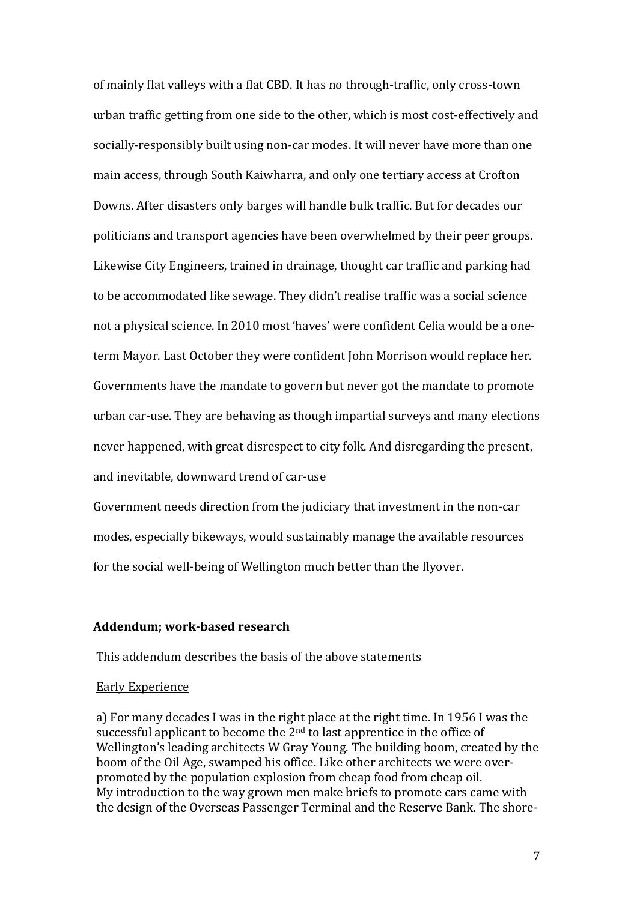of mainly flat valleys with a flat CBD. It has no through-traffic, only cross-town urban traffic getting from one side to the other, which is most cost-effectively and socially-responsibly built using non-car modes. It will never have more than one main access, through South Kaiwharra, and only one tertiary access at Crofton Downs. After disasters only barges will handle bulk traffic. But for decades our politicians and transport agencies have been overwhelmed by their peer groups. Likewise City Engineers, trained in drainage, thought car traffic and parking had to be accommodated like sewage. They didn't realise traffic was a social science not a physical science. In 2010 most 'haves' were confident Celia would be a one-term Mayor. Last October they were confident John Morrison would replace her. Governments have the mandate to govern but never got the mandate to promote urban car-use. They are behaving as though impartial surveys and many elections never happened, with great disrespect to city folk. And disregarding the present, and inevitable, downward trend of car-use

Government needs direction from the judiciary that investment in the non-car modes, especially bikeways, would sustainably manage the available resources for the social well-being of Wellington much better than the flyover.

**Addendum; work-based research**

This addendum describes the basis of the above statements

Early Experience

a) For many decades I was in the right place at the right time. In 1956 I was the successful applicant to become the 2nd to last apprentice in the office of Wellington's leading architects W Gray Young. The building boom, created by the boom of the Oil Age, swamped his office. Like other architects we were over-promoted by the population explosion from cheap food from cheap oil.
My introduction to the way grown men make briefs to promote cars came with the design of the Overseas Passenger Terminal and the Reserve Bank. The shore-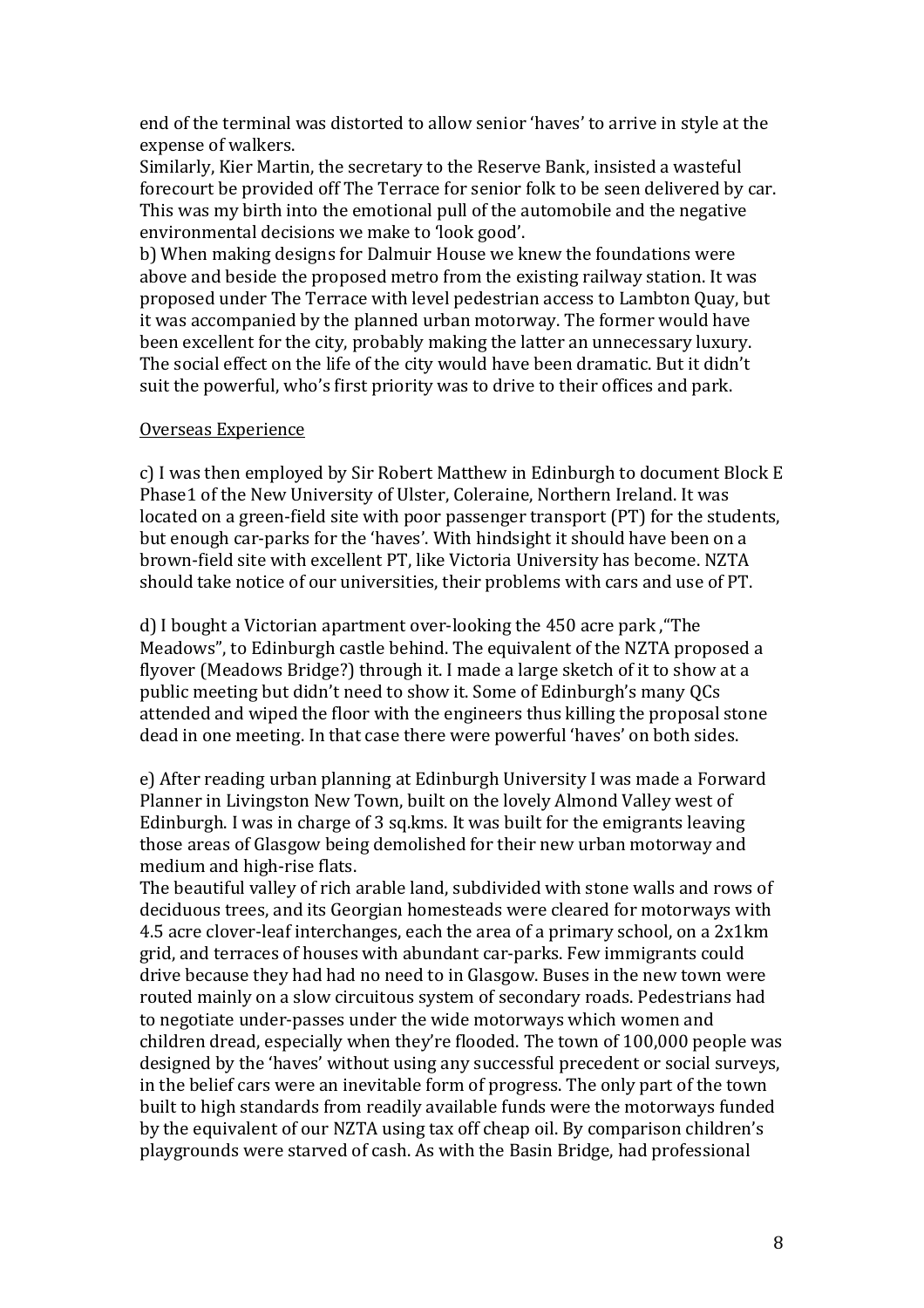end of the terminal was distorted to allow senior 'haves' to arrive in style at the expense of walkers.
Similarly, Kier Martin, the secretary to the Reserve Bank, insisted a wasteful forecourt be provided off The Terrace for senior folk to be seen delivered by car. This was my birth into the emotional pull of the automobile and the negative environmental decisions we make to 'look good'.
b) When making designs for Dalmuir House we knew the foundations were above and beside the proposed metro from the existing railway station. It was proposed under The Terrace with level pedestrian access to Lambton Quay, but it was accompanied by the planned urban motorway. The former would have been excellent for the city, probably making the latter an unnecessary luxury. The social effect on the life of the city would have been dramatic. But it didn't suit the powerful, who's first priority was to drive to their offices and park.

<u>Overseas Experience</u>

c) I was then employed by Sir Robert Matthew in Edinburgh to document Block E Phase1 of the New University of Ulster, Coleraine, Northern Ireland. It was located on a green-field site with poor passenger transport (PT) for the students, but enough car-parks for the 'haves'. With hindsight it should have been on a brown-field site with excellent PT, like Victoria University has become. NZTA should take notice of our universities, their problems with cars and use of PT.

d) I bought a Victorian apartment over-looking the 450 acre park ,"The Meadows", to Edinburgh castle behind. The equivalent of the NZTA proposed a flyover (Meadows Bridge?) through it. I made a large sketch of it to show at a public meeting but didn't need to show it. Some of Edinburgh's many QCs attended and wiped the floor with the engineers thus killing the proposal stone dead in one meeting. In that case there were powerful 'haves' on both sides.

e) After reading urban planning at Edinburgh University I was made a Forward Planner in Livingston New Town, built on the lovely Almond Valley west of Edinburgh. I was in charge of 3 sq.kms. It was built for the emigrants leaving those areas of Glasgow being demolished for their new urban motorway and medium and high-rise flats.
The beautiful valley of rich arable land, subdivided with stone walls and rows of deciduous trees, and its Georgian homesteads were cleared for motorways with 4.5 acre clover-leaf interchanges, each the area of a primary school, on a 2x1km grid, and terraces of houses with abundant car-parks. Few immigrants could drive because they had had no need to in Glasgow. Buses in the new town were routed mainly on a slow circuitous system of secondary roads. Pedestrians had to negotiate under-passes under the wide motorways which women and children dread, especially when they're flooded. The town of 100,000 people was designed by the 'haves' without using any successful precedent or social surveys, in the belief cars were an inevitable form of progress. The only part of the town built to high standards from readily available funds were the motorways funded by the equivalent of our NZTA using tax off cheap oil. By comparison children's playgrounds were starved of cash. As with the Basin Bridge, had professional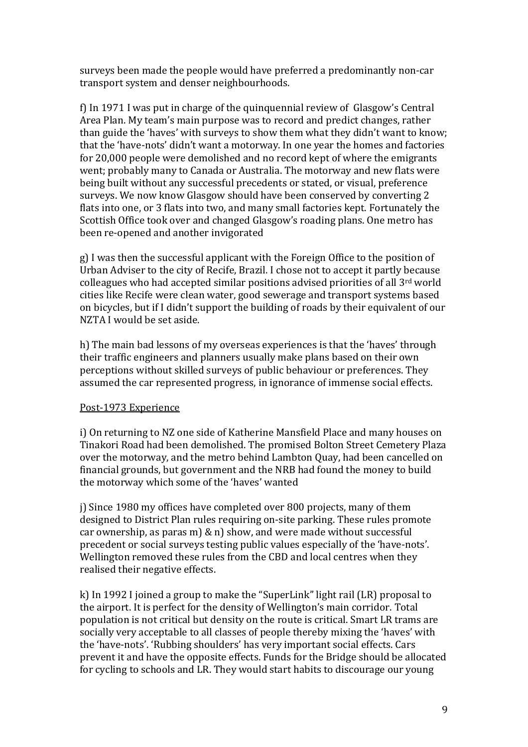surveys been made the people would have preferred a predominantly non-car transport system and denser neighbourhoods.

f) In 1971 I was put in charge of the quinquennial review of Glasgow's Central Area Plan. My team's main purpose was to record and predict changes, rather than guide the 'haves' with surveys to show them what they didn't want to know; that the 'have-nots' didn't want a motorway. In one year the homes and factories for 20,000 people were demolished and no record kept of where the emigrants went; probably many to Canada or Australia. The motorway and new flats were being built without any successful precedents or stated, or visual, preference surveys. We now know Glasgow should have been conserved by converting 2 flats into one, or 3 flats into two, and many small factories kept. Fortunately the Scottish Office took over and changed Glasgow's roading plans. One metro has been re-opened and another invigorated

g) I was then the successful applicant with the Foreign Office to the position of Urban Adviser to the city of Recife, Brazil. I chose not to accept it partly because colleagues who had accepted similar positions advised priorities of all 3rd world cities like Recife were clean water, good sewerage and transport systems based on bicycles, but if I didn't support the building of roads by their equivalent of our NZTA I would be set aside.

h) The main bad lessons of my overseas experiences is that the 'haves' through their traffic engineers and planners usually make plans based on their own perceptions without skilled surveys of public behaviour or preferences. They assumed the car represented progress, in ignorance of immense social effects.

<u>Post-1973 Experience</u>

i) On returning to NZ one side of Katherine Mansfield Place and many houses on Tinakori Road had been demolished. The promised Bolton Street Cemetery Plaza over the motorway, and the metro behind Lambton Quay, had been cancelled on financial grounds, but government and the NRB had found the money to build the motorway which some of the 'haves' wanted

j) Since 1980 my offices have completed over 800 projects, many of them designed to District Plan rules requiring on-site parking. These rules promote car ownership, as paras m) & n) show, and were made without successful precedent or social surveys testing public values especially of the 'have-nots'. Wellington removed these rules from the CBD and local centres when they realised their negative effects.

k) In 1992 I joined a group to make the "SuperLink" light rail (LR) proposal to the airport. It is perfect for the density of Wellington's main corridor. Total population is not critical but density on the route is critical. Smart LR trams are socially very acceptable to all classes of people thereby mixing the 'haves' with the 'have-nots'. 'Rubbing shoulders' has very important social effects. Cars prevent it and have the opposite effects. Funds for the Bridge should be allocated for cycling to schools and LR. They would start habits to discourage our young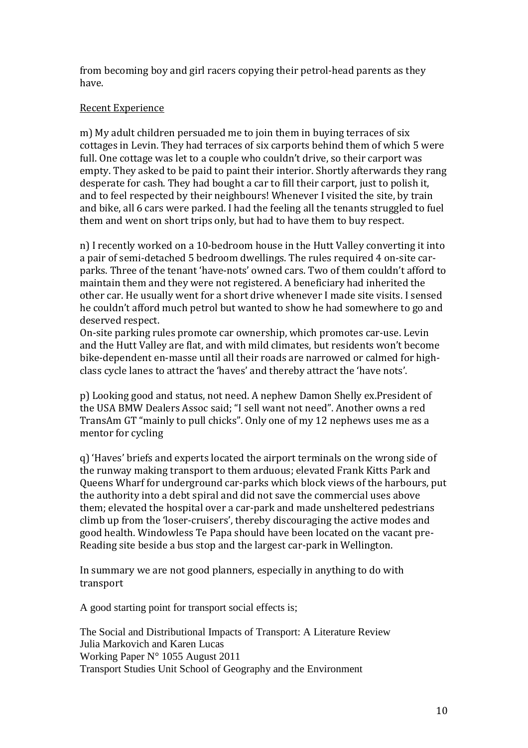from becoming boy and girl racers copying their petrol-head parents as they have.

Recent Experience

m) My adult children persuaded me to join them in buying terraces of six cottages in Levin. They had terraces of six carports behind them of which 5 were full. One cottage was let to a couple who couldn't drive, so their carport was empty. They asked to be paid to paint their interior. Shortly afterwards they rang desperate for cash. They had bought a car to fill their carport, just to polish it, and to feel respected by their neighbours! Whenever I visited the site, by train and bike, all 6 cars were parked. I had the feeling all the tenants struggled to fuel them and went on short trips only, but had to have them to buy respect.

n) I recently worked on a 10-bedroom house in the Hutt Valley converting it into a pair of semi-detached 5 bedroom dwellings. The rules required 4 on-site car-parks. Three of the tenant 'have-nots' owned cars. Two of them couldn't afford to maintain them and they were not registered. A beneficiary had inherited the other car. He usually went for a short drive whenever I made site visits. I sensed he couldn't afford much petrol but wanted to show he had somewhere to go and deserved respect.
On-site parking rules promote car ownership, which promotes car-use. Levin and the Hutt Valley are flat, and with mild climates, but residents won't become bike-dependent en-masse until all their roads are narrowed or calmed for high-class cycle lanes to attract the 'haves' and thereby attract the 'have nots'.

p) Looking good and status, not need. A nephew Damon Shelly ex.President of the USA BMW Dealers Assoc said; "I sell want not need". Another owns a red TransAm GT "mainly to pull chicks". Only one of my 12 nephews uses me as a mentor for cycling

q) 'Haves' briefs and experts located the airport terminals on the wrong side of the runway making transport to them arduous; elevated Frank Kitts Park and Queens Wharf for underground car-parks which block views of the harbours, put the authority into a debt spiral and did not save the commercial uses above them; elevated the hospital over a car-park and made unsheltered pedestrians climb up from the 'loser-cruisers', thereby discouraging the active modes and good health. Windowless Te Papa should have been located on the vacant pre-Reading site beside a bus stop and the largest car-park in Wellington.

In summary we are not good planners, especially in anything to do with transport

A good starting point for transport social effects is;

The Social and Distributional Impacts of Transport: A Literature Review
Julia Markovich and Karen Lucas
Working Paper N° 1055 August 2011
Transport Studies Unit School of Geography and the Environment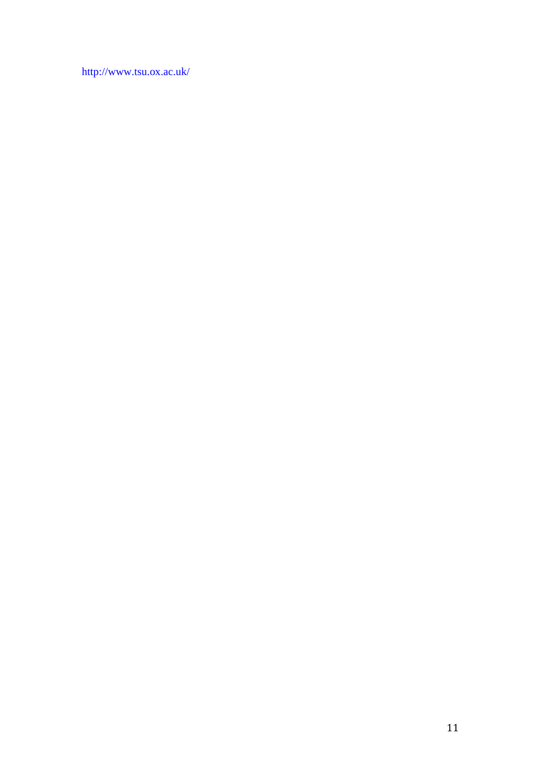http://www.tsu.ox.ac.uk/